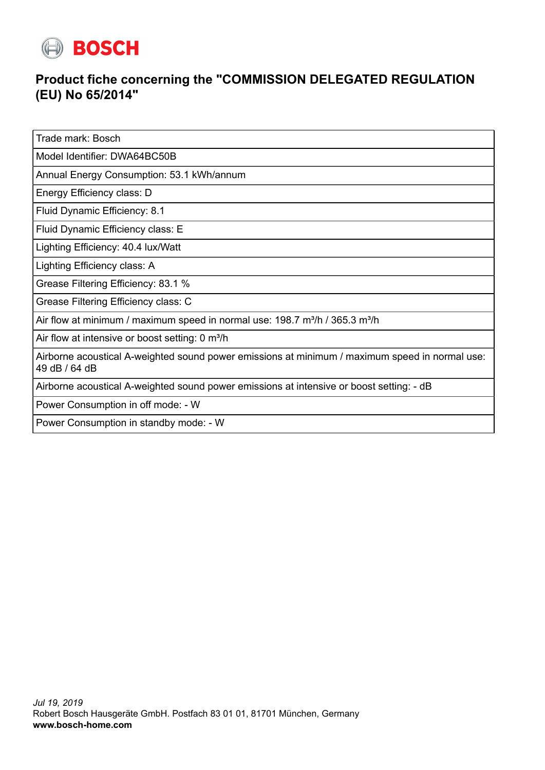BOSCH

# Product fiche concerning the "COMMISSION DELEGATED REGULATION (EU) No 65/2014"

| Trade mark: Bosch |
|---|
| Model Identifier: DWA64BC50B |
| Annual Energy Consumption: 53.1 kWh/annum |
| Energy Efficiency class: D |
| Fluid Dynamic Efficiency: 8.1 |
| Fluid Dynamic Efficiency class: E |
| Lighting Efficiency: 40.4 lux/Watt |
| Lighting Efficiency class: A |
| Grease Filtering Efficiency: 83.1 % |
| Grease Filtering Efficiency class: C |
| Air flow at minimum / maximum speed in normal use: 198.7 m³/h / 365.3 m³/h |
| Air flow at intensive or boost setting: 0 m³/h |
| Airborne acoustical A-weighted sound power emissions at minimum / maximum speed in normal use: 49 dB / 64 dB |
| Airborne acoustical A-weighted sound power emissions at intensive or boost setting: - dB |
| Power Consumption in off mode: - W |
| Power Consumption in standby mode: - W |

*Jul 19, 2019*
Robert Bosch Hausgeräte GmbH. Postfach 83 01 01, 81701 München, Germany
**www.bosch-home.com**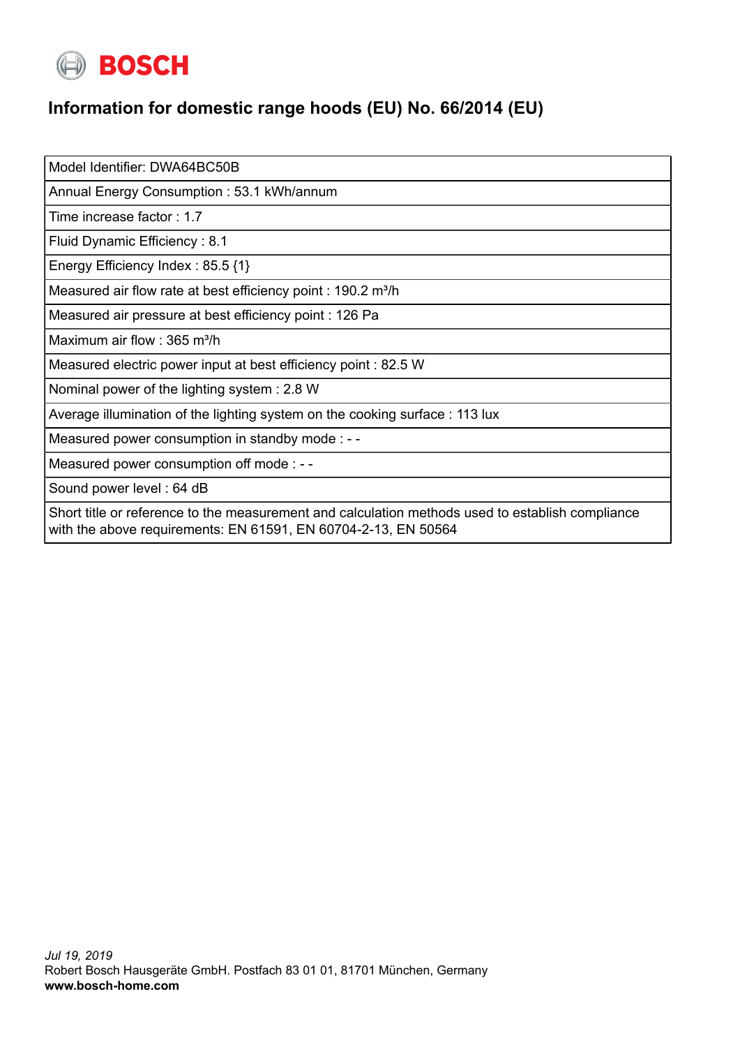BOSCH

# Information for domestic range hoods (EU) No. 66/2014 (EU)

| |
|---|
| Model Identifier: DWA64BC50B |
| Annual Energy Consumption : 53.1 kWh/annum |
| Time increase factor : 1.7 |
| Fluid Dynamic Efficiency : 8.1 |
| Energy Efficiency Index : 85.5 {1} |
| Measured air flow rate at best efficiency point : 190.2 m³/h |
| Measured air pressure at best efficiency point : 126 Pa |
| Maximum air flow : 365 m³/h |
| Measured electric power input at best efficiency point : 82.5 W |
| Nominal power of the lighting system : 2.8 W |
| Average illumination of the lighting system on the cooking surface : 113 lux |
| Measured power consumption in standby mode : - - |
| Measured power consumption off mode : - - |
| Sound power level : 64 dB |
| Short title or reference to the measurement and calculation methods used to establish compliance with the above requirements: EN 61591, EN 60704-2-13, EN 50564 |

*Jul 19, 2019*

Robert Bosch Hausgeräte GmbH. Postfach 83 01 01, 81701 München, Germany

**www.bosch-home.com**